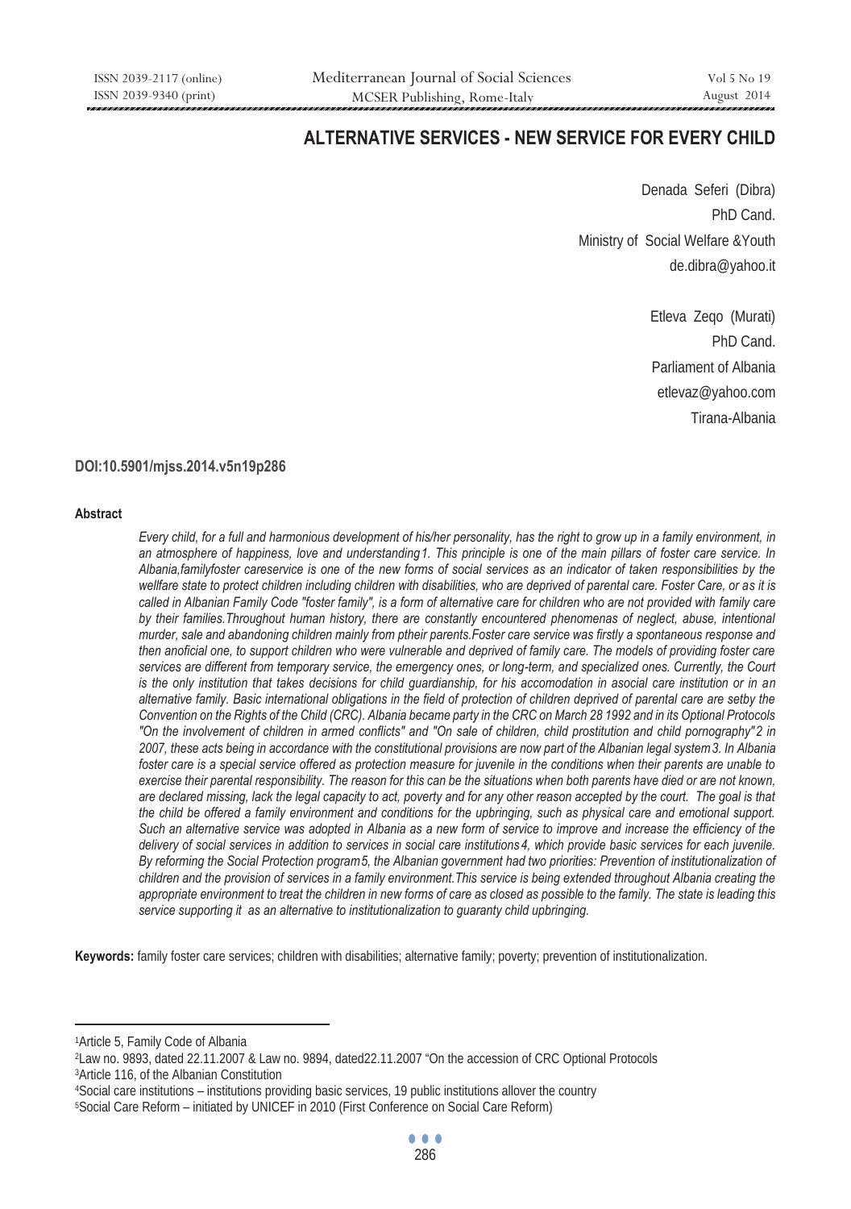# ALTERNATIVE SERVICES - NEW SERVICE FOR EVERY CHILD

Denada Seferi (Dibra)
PhD Cand.
Ministry of Social Welfare &Youth
de.dibra@yahoo.it

Etleva Zeqo (Murati)
PhD Cand.
Parliament of Albania
etlevaz@yahoo.com
Tirana-Albania

**DOI:10.5901/mjss.2014.v5n19p286**

### Abstract

*Every child, for a full and harmonious development of his/her personality, has the right to grow up in a family environment, in an atmosphere of happiness, love and understanding[1]. This principle is one of the main pillars of foster care service. In Albania,familyfoster careservice is one of the new forms of social services as an indicator of taken responsibilities by the wellfare state to protect children including children with disabilities, who are deprived of parental care. Foster Care, or as it is called in Albanian Family Code "foster family", is a form of alternative care for children who are not provided with family care by their families.Throughout human history, there are constantly encountered phenomenas of neglect, abuse, intentional murder, sale and abandoning children mainly from ptheir parents.Foster care service was firstly a spontaneous response and then anoficial one, to support children who were vulnerable and deprived of family care. The models of providing foster care services are different from temporary service, the emergency ones, or long-term, and specialized ones. Currently, the Court is the only institution that takes decisions for child guardianship, for his accomodation in asocial care institution or in an alternative family. Basic international obligations in the field of protection of children deprived of parental care are setby the Convention on the Rights of the Child (CRC). Albania became party in the CRC on March 28 1992 and in its Optional Protocols "On the involvement of children in armed conflicts" and "On sale of children, child prostitution and child pornography"[2] in 2007, these acts being in accordance with the constitutional provisions are now part of the Albanian legal system[3]. In Albania foster care is a special service offered as protection measure for juvenile in the conditions when their parents are unable to exercise their parental responsibility. The reason for this can be the situations when both parents have died or are not known, are declared missing, lack the legal capacity to act, poverty and for any other reason accepted by the court. The goal is that the child be offered a family environment and conditions for the upbringing, such as physical care and emotional support. Such an alternative service was adopted in Albania as a new form of service to improve and increase the efficiency of the delivery of social services in addition to services in social care institutions[4], which provide basic services for each juvenile. By reforming the Social Protection program[5], the Albanian government had two priorities: Prevention of institutionalization of children and the provision of services in a family environment.This service is being extended throughout Albania creating the appropriate environment to treat the children in new forms of care as closed as possible to the family. The state is leading this service supporting it as an alternative to institutionalization to guaranty child upbringing.*

**Keywords:** family foster care services; children with disabilities; alternative family; poverty; prevention of institutionalization.

---

[1] Article 5, Family Code of Albania
[2] Law no. 9893, dated 22.11.2007 & Law no. 9894, dated22.11.2007 "On the accession of CRC Optional Protocols
[3] Article 116, of the Albanian Constitution
[4] Social care institutions – institutions providing basic services, 19 public institutions allover the country
[5] Social Care Reform – initiated by UNICEF in 2010 (First Conference on Social Care Reform)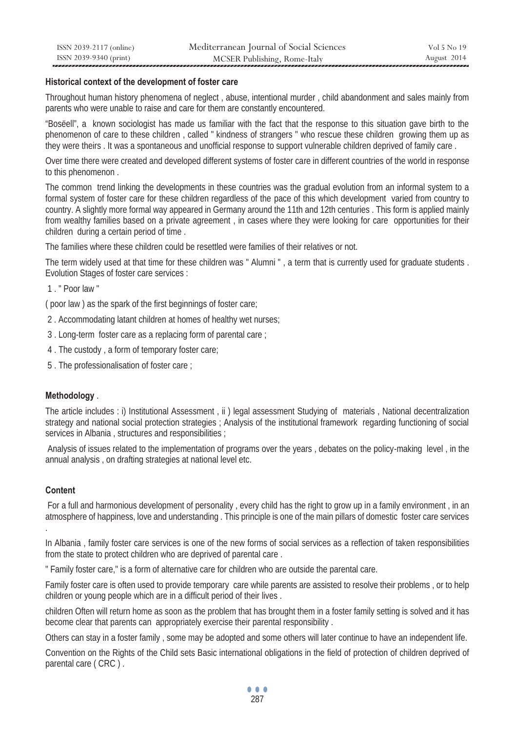**Historical context of the development of foster care**

Throughout human history phenomena of neglect , abuse, intentional murder , child abandonment and sales mainly from parents who were unable to raise and care for them are constantly encountered.

"Bosëell", a known sociologist has made us familiar with the fact that the response to this situation gave birth to the phenomenon of care to these children , called " kindness of strangers " who rescue these children growing them up as they were theirs . It was a spontaneous and unofficial response to support vulnerable children deprived of family care .

Over time there were created and developed different systems of foster care in different countries of the world in response to this phenomenon .

The common trend linking the developments in these countries was the gradual evolution from an informal system to a formal system of foster care for these children regardless of the pace of this which development varied from country to country. A slightly more formal way appeared in Germany around the 11th and 12th centuries . This form is applied mainly from wealthy families based on a private agreement , in cases where they were looking for care opportunities for their children during a certain period of time .

The families where these children could be resettled were families of their relatives or not.

The term widely used at that time for these children was " Alumni " , a term that is currently used for graduate students . Evolution Stages of foster care services :

1 . " Poor law "

( poor law ) as the spark of the first beginnings of foster care;

2 . Accommodating latant children at homes of healthy wet nurses;

3 . Long-term foster care as a replacing form of parental care ;

4 . The custody , a form of temporary foster care;

5 . The professionalisation of foster care ;

**Methodology** .

The article includes : i) Institutional Assessment , ii ) legal assessment Studying of materials , National decentralization strategy and national social protection strategies ; Analysis of the institutional framework regarding functioning of social services in Albania , structures and responsibilities ;

Analysis of issues related to the implementation of programs over the years , debates on the policy-making level , in the annual analysis , on drafting strategies at national level etc.

**Content**

For a full and harmonious development of personality , every child has the right to grow up in a family environment , in an atmosphere of happiness, love and understanding . This principle is one of the main pillars of domestic foster care services .

In Albania , family foster care services is one of the new forms of social services as a reflection of taken responsibilities from the state to protect children who are deprived of parental care .

" Family foster care," is a form of alternative care for children who are outside the parental care.

Family foster care is often used to provide temporary care while parents are assisted to resolve their problems , or to help children or young people which are in a difficult period of their lives .

children Often will return home as soon as the problem that has brought them in a foster family setting is solved and it has become clear that parents can appropriately exercise their parental responsibility .

Others can stay in a foster family , some may be adopted and some others will later continue to have an independent life.

Convention on the Rights of the Child sets Basic international obligations in the field of protection of children deprived of parental care ( CRC ) .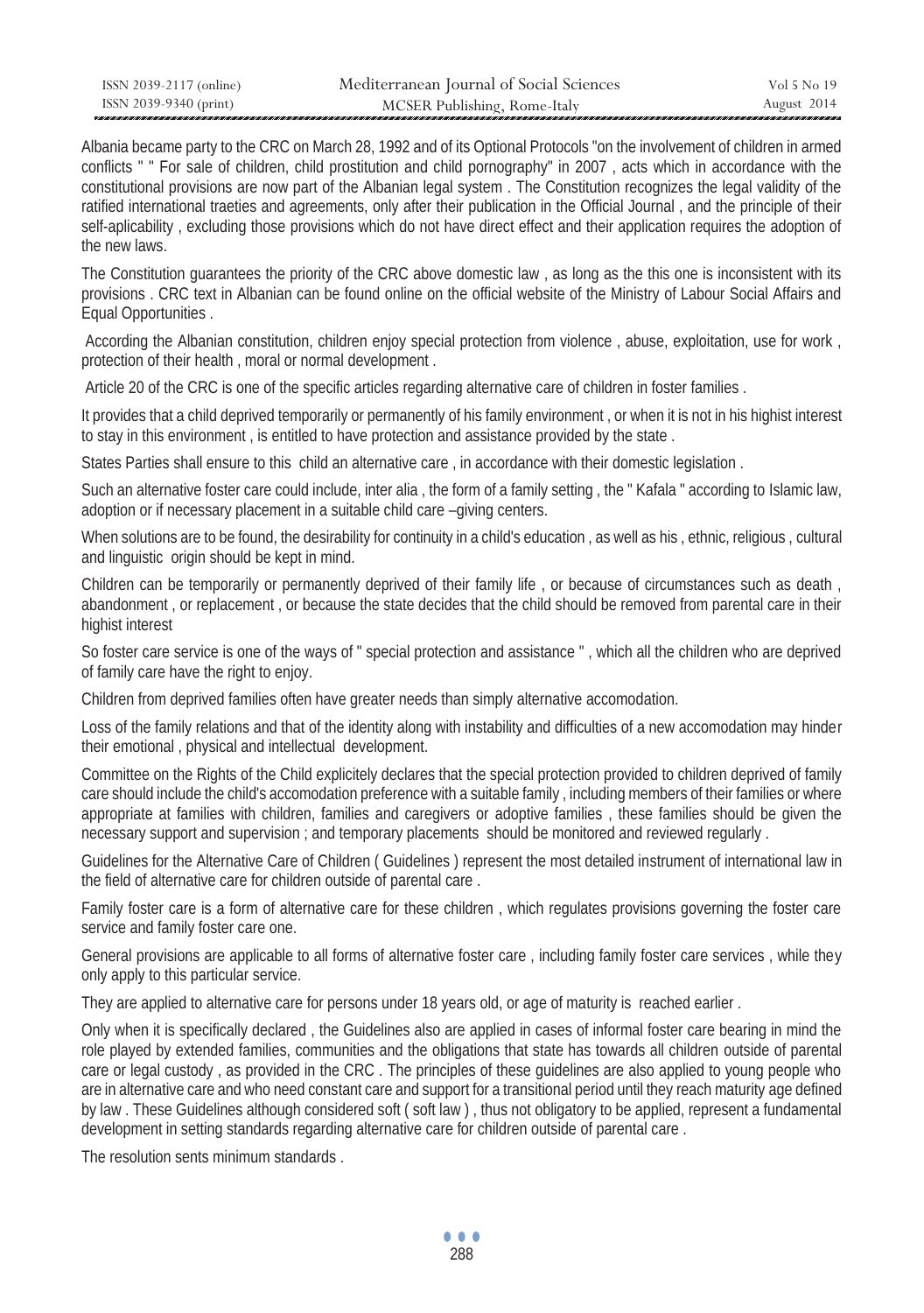Albania became party to the CRC on March 28, 1992 and of its Optional Protocols "on the involvement of children in armed conflicts " " For sale of children, child prostitution and child pornography" in 2007 , acts which in accordance with the constitutional provisions are now part of the Albanian legal system . The Constitution recognizes the legal validity of the ratified international traeties and agreements, only after their publication in the Official Journal , and the principle of their self-aplicability , excluding those provisions which do not have direct effect and their application requires the adoption of the new laws.

The Constitution guarantees the priority of the CRC above domestic law , as long as the this one is inconsistent with its provisions . CRC text in Albanian can be found online on the official website of the Ministry of Labour Social Affairs and Equal Opportunities .

According the Albanian constitution, children enjoy special protection from violence , abuse, exploitation, use for work , protection of their health , moral or normal development .

Article 20 of the CRC is one of the specific articles regarding alternative care of children in foster families .

It provides that a child deprived temporarily or permanently of his family environment , or when it is not in his highist interest to stay in this environment , is entitled to have protection and assistance provided by the state .

States Parties shall ensure to this child an alternative care , in accordance with their domestic legislation .

Such an alternative foster care could include, inter alia , the form of a family setting , the " Kafala " according to Islamic law, adoption or if necessary placement in a suitable child care –giving centers.

When solutions are to be found, the desirability for continuity in a child's education , as well as his , ethnic, religious , cultural and linguistic origin should be kept in mind.

Children can be temporarily or permanently deprived of their family life , or because of circumstances such as death , abandonment , or replacement , or because the state decides that the child should be removed from parental care in their highist interest

So foster care service is one of the ways of " special protection and assistance " , which all the children who are deprived of family care have the right to enjoy.

Children from deprived families often have greater needs than simply alternative accomodation.

Loss of the family relations and that of the identity along with instability and difficulties of a new accomodation may hinder their emotional , physical and intellectual development.

Committee on the Rights of the Child explicitely declares that the special protection provided to children deprived of family care should include the child's accomodation preference with a suitable family , including members of their families or where appropriate at families with children, families and caregivers or adoptive families , these families should be given the necessary support and supervision ; and temporary placements should be monitored and reviewed regularly .

Guidelines for the Alternative Care of Children ( Guidelines ) represent the most detailed instrument of international law in the field of alternative care for children outside of parental care .

Family foster care is a form of alternative care for these children , which regulates provisions governing the foster care service and family foster care one.

General provisions are applicable to all forms of alternative foster care , including family foster care services , while they only apply to this particular service.

They are applied to alternative care for persons under 18 years old, or age of maturity is reached earlier .

Only when it is specifically declared , the Guidelines also are applied in cases of informal foster care bearing in mind the role played by extended families, communities and the obligations that state has towards all children outside of parental care or legal custody , as provided in the CRC . The principles of these guidelines are also applied to young people who are in alternative care and who need constant care and support for a transitional period until they reach maturity age defined by law . These Guidelines although considered soft ( soft law ) , thus not obligatory to be applied, represent a fundamental development in setting standards regarding alternative care for children outside of parental care .

The resolution sents minimum standards .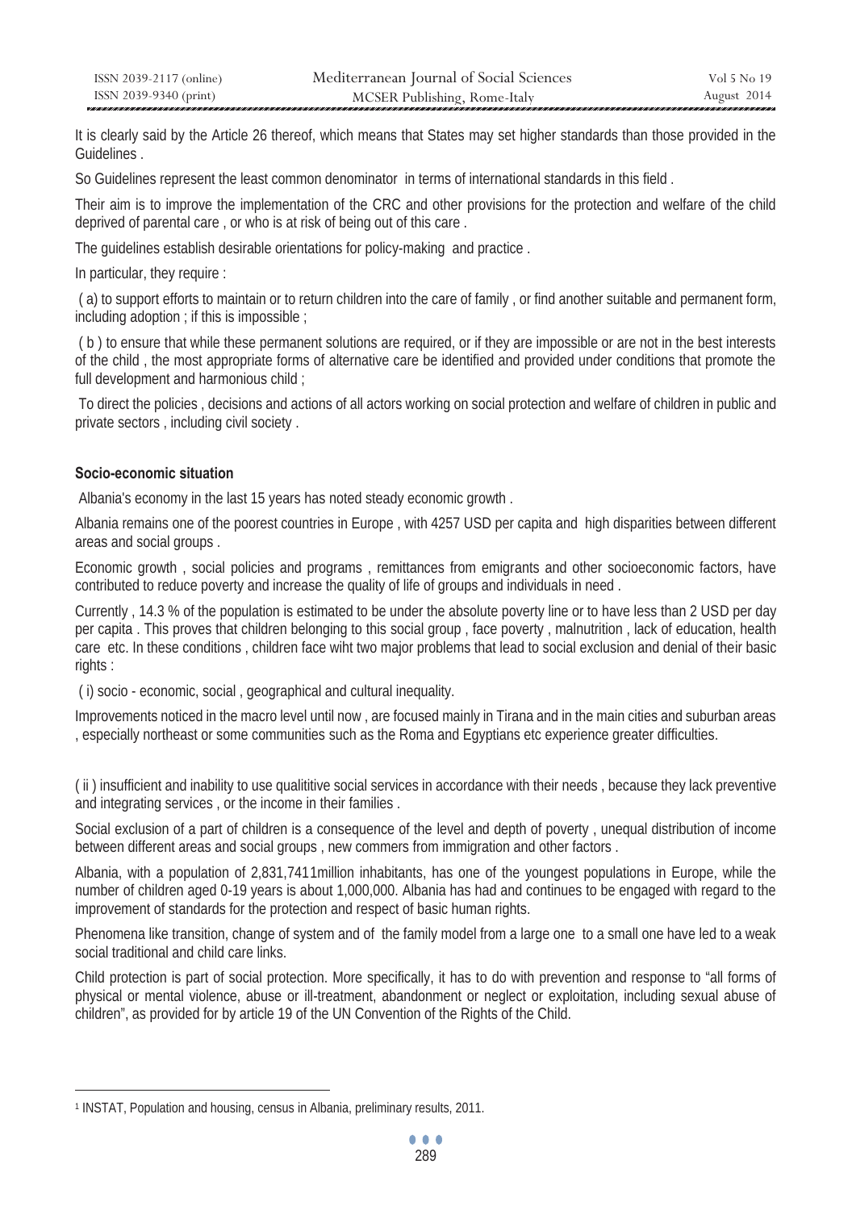It is clearly said by the Article 26 thereof, which means that States may set higher standards than those provided in the Guidelines .

So Guidelines represent the least common denominator in terms of international standards in this field .

Their aim is to improve the implementation of the CRC and other provisions for the protection and welfare of the child deprived of parental care , or who is at risk of being out of this care .

The guidelines establish desirable orientations for policy-making and practice .

In particular, they require :

( a) to support efforts to maintain or to return children into the care of family , or find another suitable and permanent form, including adoption ; if this is impossible ;

( b ) to ensure that while these permanent solutions are required, or if they are impossible or are not in the best interests of the child , the most appropriate forms of alternative care be identified and provided under conditions that promote the full development and harmonious child ;

To direct the policies , decisions and actions of all actors working on social protection and welfare of children in public and private sectors , including civil society .

**Socio-economic situation**

Albania's economy in the last 15 years has noted steady economic growth .

Albania remains one of the poorest countries in Europe , with 4257 USD per capita and high disparities between different areas and social groups .

Economic growth , social policies and programs , remittances from emigrants and other socioeconomic factors, have contributed to reduce poverty and increase the quality of life of groups and individuals in need .

Currently , 14.3 % of the population is estimated to be under the absolute poverty line or to have less than 2 USD per day per capita . This proves that children belonging to this social group , face poverty , malnutrition , lack of education, health care etc. In these conditions , children face wiht two major problems that lead to social exclusion and denial of their basic rights :

( i) socio - economic, social , geographical and cultural inequality.

Improvements noticed in the macro level until now , are focused mainly in Tirana and in the main cities and suburban areas , especially northeast or some communities such as the Roma and Egyptians etc experience greater difficulties.

( ii ) insufficient and inability to use qualititive social services in accordance with their needs , because they lack preventive and integrating services , or the income in their families .

Social exclusion of a part of children is a consequence of the level and depth of poverty , unequal distribution of income between different areas and social groups , new commers from immigration and other factors .

Albania, with a population of 2,831,741[1]million inhabitants, has one of the youngest populations in Europe, while the number of children aged 0-19 years is about 1,000,000. Albania has had and continues to be engaged with regard to the improvement of standards for the protection and respect of basic human rights.

Phenomena like transition, change of system and of the family model from a large one to a small one have led to a weak social traditional and child care links.

Child protection is part of social protection. More specifically, it has to do with prevention and response to "all forms of physical or mental violence, abuse or ill-treatment, abandonment or neglect or exploitation, including sexual abuse of children", as provided for by article 19 of the UN Convention of the Rights of the Child.

---

[1] INSTAT, Population and housing, census in Albania, preliminary results, 2011.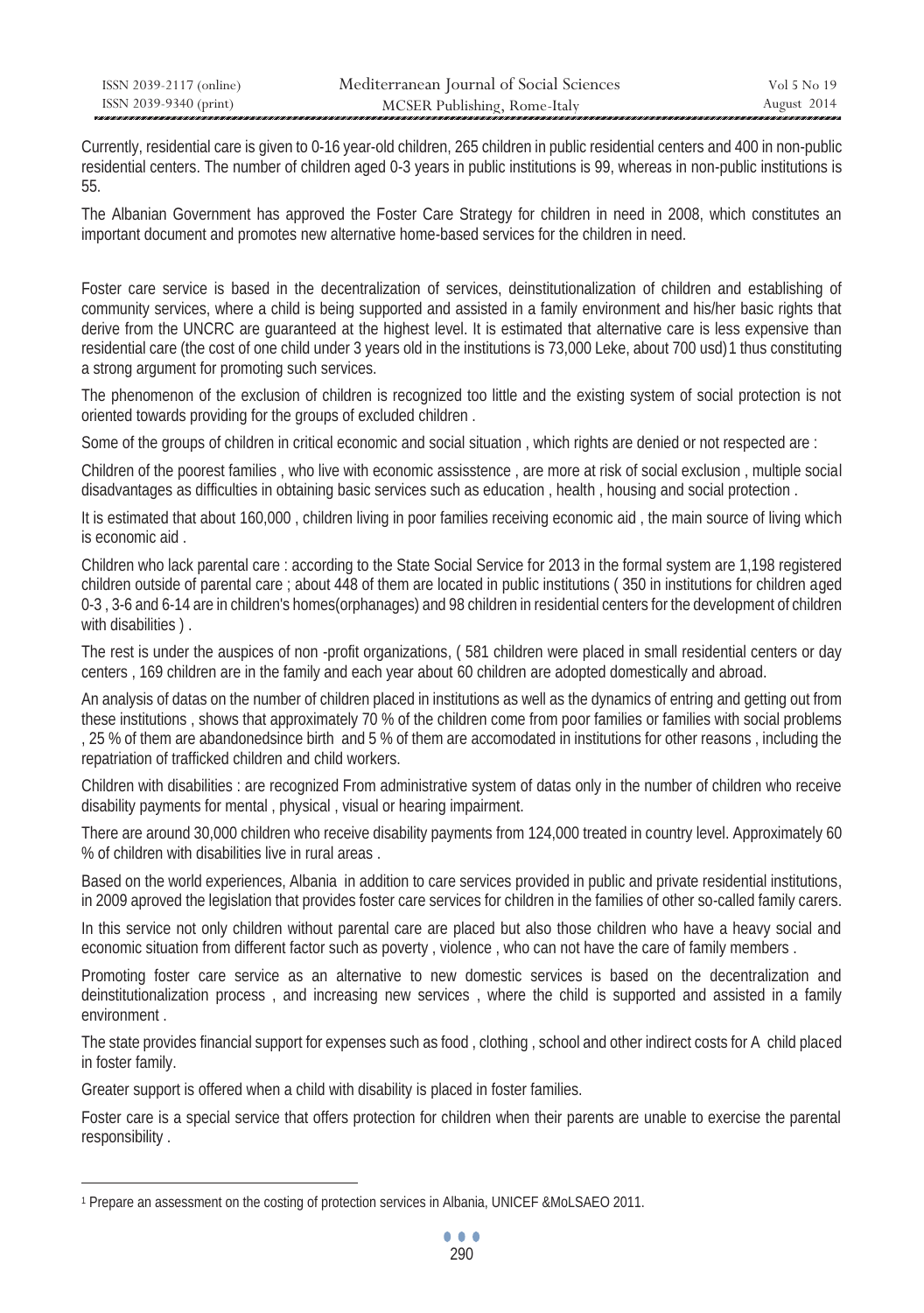Currently, residential care is given to 0-16 year-old children, 265 children in public residential centers and 400 in non-public residential centers. The number of children aged 0-3 years in public institutions is 99, whereas in non-public institutions is 55.

The Albanian Government has approved the Foster Care Strategy for children in need in 2008, which constitutes an important document and promotes new alternative home-based services for the children in need.

Foster care service is based in the decentralization of services, deinstitutionalization of children and establishing of community services, where a child is being supported and assisted in a family environment and his/her basic rights that derive from the UNCRC are guaranteed at the highest level. It is estimated that alternative care is less expensive than residential care (the cost of one child under 3 years old in the institutions is 73,000 Leke, about 700 usd)[1] thus constituting a strong argument for promoting such services.

The phenomenon of the exclusion of children is recognized too little and the existing system of social protection is not oriented towards providing for the groups of excluded children .

Some of the groups of children in critical economic and social situation , which rights are denied or not respected are :

Children of the poorest families , who live with economic assisstence , are more at risk of social exclusion , multiple social disadvantages as difficulties in obtaining basic services such as education , health , housing and social protection .

It is estimated that about 160,000 , children living in poor families receiving economic aid , the main source of living which is economic aid .

Children who lack parental care : according to the State Social Service for 2013 in the formal system are 1,198 registered children outside of parental care ; about 448 of them are located in public institutions ( 350 in institutions for children aged 0-3 , 3-6 and 6-14 are in children's homes(orphanages) and 98 children in residential centers for the development of children with disabilities ) .

The rest is under the auspices of non -profit organizations, ( 581 children were placed in small residential centers or day centers , 169 children are in the family and each year about 60 children are adopted domestically and abroad.

An analysis of datas on the number of children placed in institutions as well as the dynamics of entring and getting out from these institutions , shows that approximately 70 % of the children come from poor families or families with social problems , 25 % of them are abandonedsince birth and 5 % of them are accomodated in institutions for other reasons , including the repatriation of trafficked children and child workers.

Children with disabilities : are recognized From administrative system of datas only in the number of children who receive disability payments for mental , physical , visual or hearing impairment.

There are around 30,000 children who receive disability payments from 124,000 treated in country level. Approximately 60 % of children with disabilities live in rural areas .

Based on the world experiences, Albania in addition to care services provided in public and private residential institutions, in 2009 aproved the legislation that provides foster care services for children in the families of other so-called family carers.

In this service not only children without parental care are placed but also those children who have a heavy social and economic situation from different factor such as poverty , violence , who can not have the care of family members .

Promoting foster care service as an alternative to new domestic services is based on the decentralization and deinstitutionalization process , and increasing new services , where the child is supported and assisted in a family environment .

The state provides financial support for expenses such as food , clothing , school and other indirect costs for A child placed in foster family.

Greater support is offered when a child with disability is placed in foster families.

Foster care is a special service that offers protection for children when their parents are unable to exercise the parental responsibility .

---

[1] Prepare an assessment on the costing of protection services in Albania, UNICEF &MoLSAEO 2011.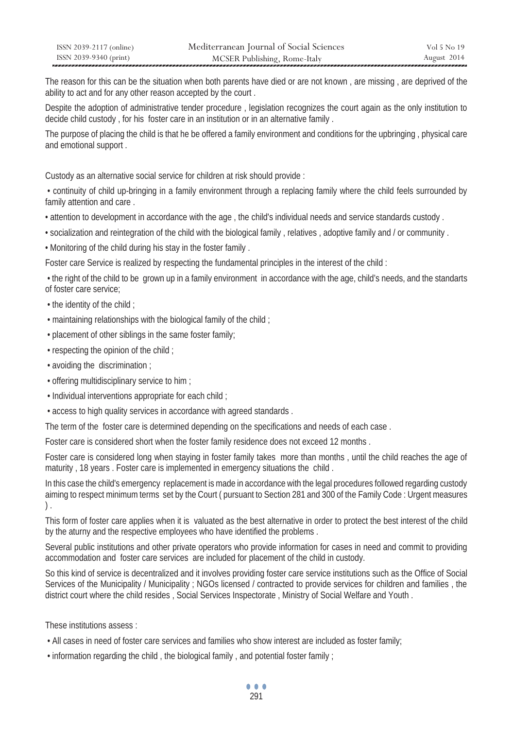The reason for this can be the situation when both parents have died or are not known , are missing , are deprived of the ability to act and for any other reason accepted by the court .

Despite the adoption of administrative tender procedure , legislation recognizes the court again as the only institution to decide child custody , for his foster care in an institution or in an alternative family .

The purpose of placing the child is that he be offered a family environment and conditions for the upbringing , physical care and emotional support .

Custody as an alternative social service for children at risk should provide :

- continuity of child up-bringing in a family environment through a replacing family where the child feels surrounded by family attention and care .
- attention to development in accordance with the age , the child's individual needs and service standards custody .
- socialization and reintegration of the child with the biological family , relatives , adoptive family and / or community .
- Monitoring of the child during his stay in the foster family .

Foster care Service is realized by respecting the fundamental principles in the interest of the child :

- the right of the child to be grown up in a family environment in accordance with the age, child's needs, and the standarts of foster care service;
- the identity of the child ;
- maintaining relationships with the biological family of the child ;
- placement of other siblings in the same foster family;
- respecting the opinion of the child ;
- avoiding the discrimination ;
- offering multidisciplinary service to him ;
- Individual interventions appropriate for each child ;
- access to high quality services in accordance with agreed standards .

The term of the foster care is determined depending on the specifications and needs of each case .

Foster care is considered short when the foster family residence does not exceed 12 months .

Foster care is considered long when staying in foster family takes more than months , until the child reaches the age of maturity , 18 years . Foster care is implemented in emergency situations the child .

In this case the child's emergency replacement is made in accordance with the legal procedures followed regarding custody aiming to respect minimum terms set by the Court ( pursuant to Section 281 and 300 of the Family Code : Urgent measures ) .

This form of foster care applies when it is valuated as the best alternative in order to protect the best interest of the child by the aturny and the respective employees who have identified the problems .

Several public institutions and other private operators who provide information for cases in need and commit to providing accommodation and foster care services are included for placement of the child in custody.

So this kind of service is decentralized and it involves providing foster care service institutions such as the Office of Social Services of the Municipality / Municipality ; NGOs licensed / contracted to provide services for children and families , the district court where the child resides , Social Services Inspectorate , Ministry of Social Welfare and Youth .

These institutions assess :

- All cases in need of foster care services and families who show interest are included as foster family;
- information regarding the child , the biological family , and potential foster family ;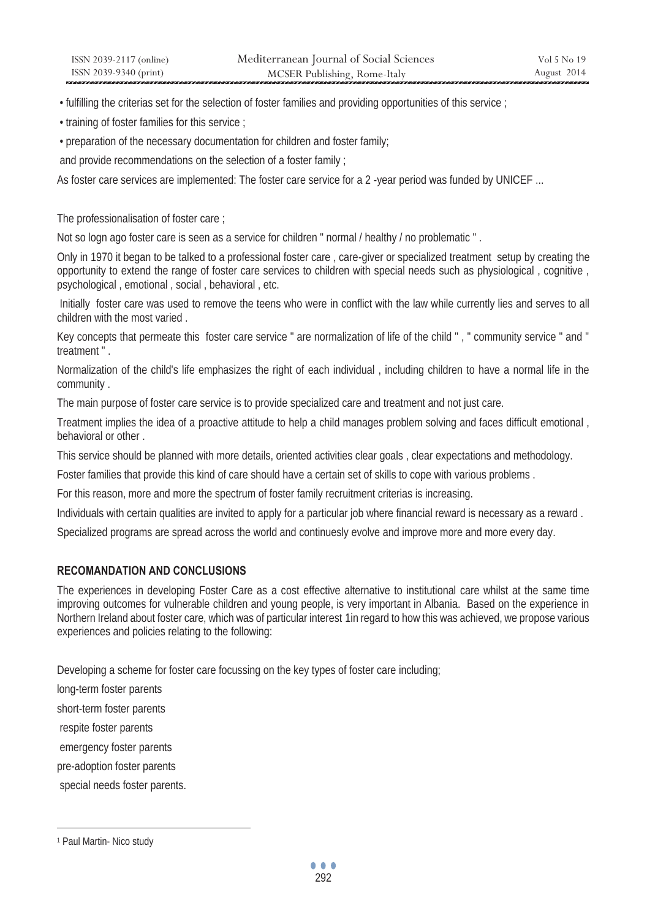- fulfilling the criterias set for the selection of foster families and providing opportunities of this service ;
- training of foster families for this service ;
- preparation of the necessary documentation for children and foster family;

and provide recommendations on the selection of a foster family ;

As foster care services are implemented: The foster care service for a 2 -year period was funded by UNICEF ...

The professionalisation of foster care ;

Not so logn ago foster care is seen as a service for children " normal / healthy / no problematic " .

Only in 1970 it began to be talked to a professional foster care , care-giver or specialized treatment setup by creating the opportunity to extend the range of foster care services to children with special needs such as physiological , cognitive , psychological , emotional , social , behavioral , etc.

Initially foster care was used to remove the teens who were in conflict with the law while currently lies and serves to all children with the most varied .

Key concepts that permeate this foster care service " are normalization of life of the child " , " community service " and " treatment " .

Normalization of the child's life emphasizes the right of each individual , including children to have a normal life in the community .

The main purpose of foster care service is to provide specialized care and treatment and not just care.

Treatment implies the idea of a proactive attitude to help a child manages problem solving and faces difficult emotional , behavioral or other .

This service should be planned with more details, oriented activities clear goals , clear expectations and methodology.

Foster families that provide this kind of care should have a certain set of skills to cope with various problems .

For this reason, more and more the spectrum of foster family recruitment criterias is increasing.

Individuals with certain qualities are invited to apply for a particular job where financial reward is necessary as a reward .

Specialized programs are spread across the world and continuesly evolve and improve more and more every day.

## RECOMANDATION AND CONCLUSIONS

The experiences in developing Foster Care as a cost effective alternative to institutional care whilst at the same time improving outcomes for vulnerable children and young people, is very important in Albania. Based on the experience in Northern Ireland about foster care, which was of particular interest [1] in regard to how this was achieved, we propose various experiences and policies relating to the following:

Developing a scheme for foster care focussing on the key types of foster care including;

long-term foster parents

short-term foster parents

respite foster parents

emergency foster parents

pre-adoption foster parents

special needs foster parents.

[1] Paul Martin- Nico study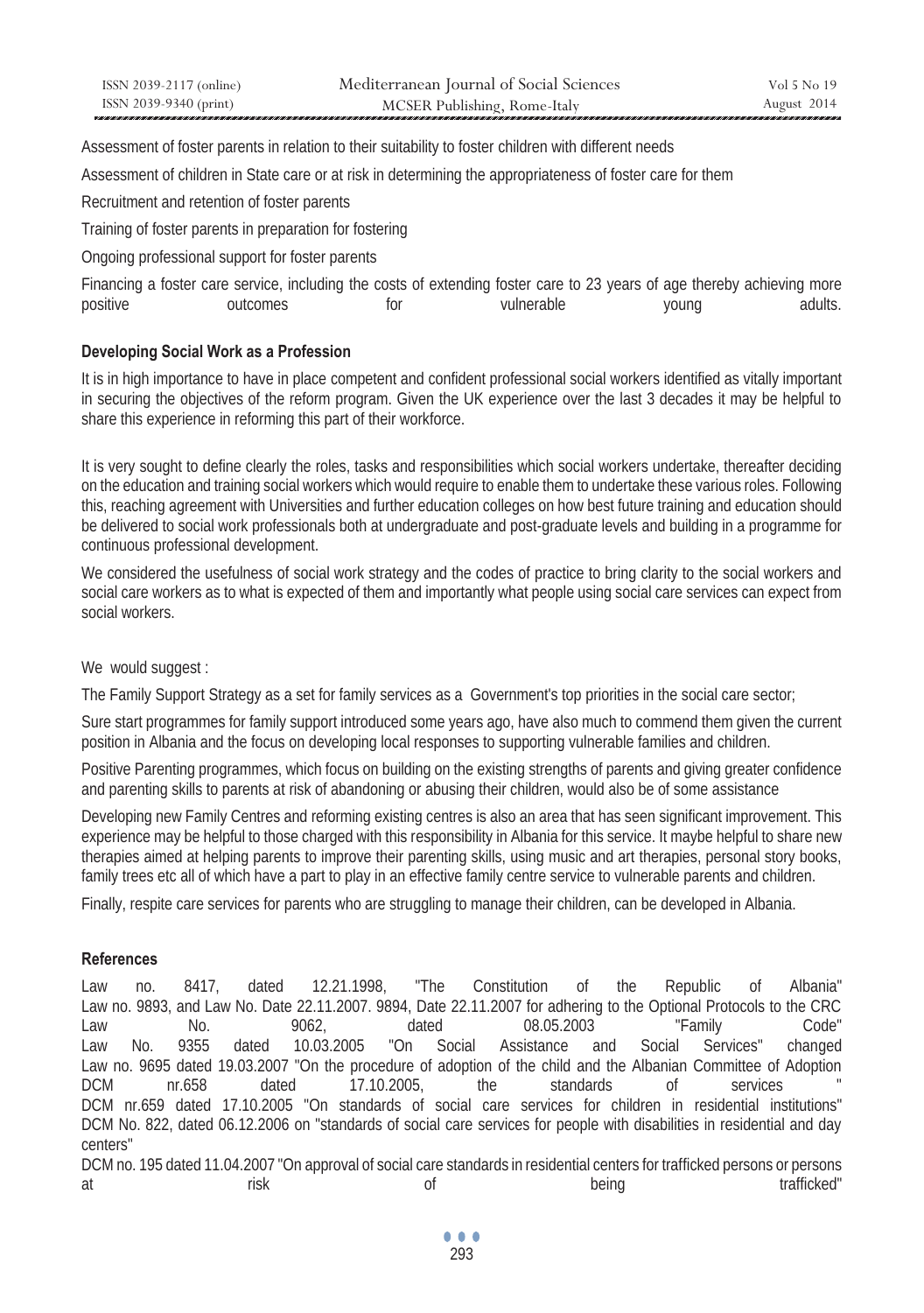Assessment of foster parents in relation to their suitability to foster children with different needs

Assessment of children in State care or at risk in determining the appropriateness of foster care for them

Recruitment and retention of foster parents

Training of foster parents in preparation for fostering

Ongoing professional support for foster parents

Financing a foster care service, including the costs of extending foster care to 23 years of age thereby achieving more positive outcomes for vulnerable young adults.

**Developing Social Work as a Profession**

It is in high importance to have in place competent and confident professional social workers identified as vitally important in securing the objectives of the reform program. Given the UK experience over the last 3 decades it may be helpful to share this experience in reforming this part of their workforce.

It is very sought to define clearly the roles, tasks and responsibilities which social workers undertake, thereafter deciding on the education and training social workers which would require to enable them to undertake these various roles. Following this, reaching agreement with Universities and further education colleges on how best future training and education should be delivered to social work professionals both at undergraduate and post-graduate levels and building in a programme for continuous professional development.

We considered the usefulness of social work strategy and the codes of practice to bring clarity to the social workers and social care workers as to what is expected of them and importantly what people using social care services can expect from social workers.

We would suggest :

The Family Support Strategy as a set for family services as a Government's top priorities in the social care sector;

Sure start programmes for family support introduced some years ago, have also much to commend them given the current position in Albania and the focus on developing local responses to supporting vulnerable families and children.

Positive Parenting programmes, which focus on building on the existing strengths of parents and giving greater confidence and parenting skills to parents at risk of abandoning or abusing their children, would also be of some assistance

Developing new Family Centres and reforming existing centres is also an area that has seen significant improvement. This experience may be helpful to those charged with this responsibility in Albania for this service. It maybe helpful to share new therapies aimed at helping parents to improve their parenting skills, using music and art therapies, personal story books, family trees etc all of which have a part to play in an effective family centre service to vulnerable parents and children.

Finally, respite care services for parents who are struggling to manage their children, can be developed in Albania.

**References**

Law no. 8417, dated 12.21.1998, "The Constitution of the Republic of Albania"

Law no. 9893, and Law No. Date 22.11.2007. 9894, Date 22.11.2007 for adhering to the Optional Protocols to the CRC

Law No. 9062, dated 08.05.2003 "Family Code"

Law No. 9355 dated 10.03.2005 "On Social Assistance and Social Services" changed

Law no. 9695 dated 19.03.2007 "On the procedure of adoption of the child and the Albanian Committee of Adoption

DCM nr.658 dated 17.10.2005, the standards of services "

DCM nr.659 dated 17.10.2005 "On standards of social care services for children in residential institutions"

DCM No. 822, dated 06.12.2006 on "standards of social care services for people with disabilities in residential and day centers"

DCM no. 195 dated 11.04.2007 "On approval of social care standards in residential centers for trafficked persons or persons at risk of being trafficked"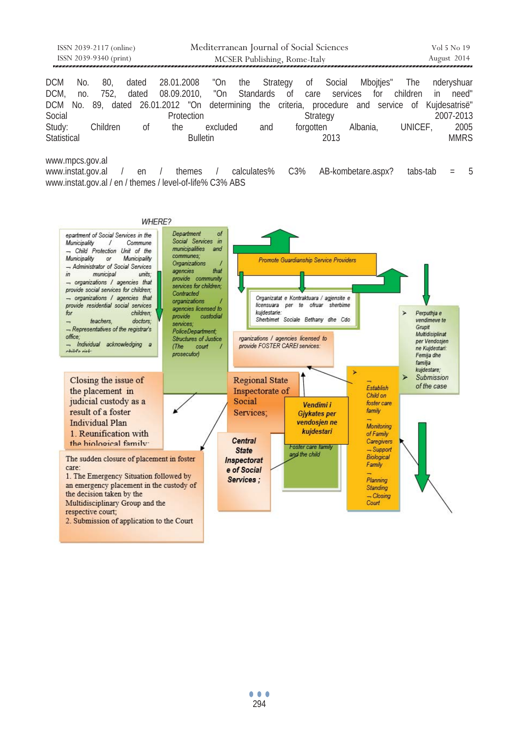DCM No. 80, dated 28.01.2008 "On the Strategy of Social Mbojtjes" The nderyshuar
DCM, no. 752, dated 08.09.2010, "On Standards of care services for children in need"
DCM No. 89, dated 26.01.2012 "On determining the criteria, procedure and service of Kujdesatrisë"
Social Protection Strategy 2007-2013
Study: Children of the excluded and forgotten Albania, UNICEF, 2005
Statistical Bulletin 2013 MMRS

www.mpcs.gov.al
www.instat.gov.al / en / themes / calculates% C3% AB-kombetare.aspx? tabs-tab = 5
www.instat.gov.al / en / themes / level-of-life% C3% ABS

WHERE?

epartment of Social Services in the Municipality / Commune
→ Child Protection Unit of the Municipality or Municipality
→ Administrator of Social Services in municipal units;
→ organizations / agencies that provide social services for children;
→ organizations / agencies that provide residential social services for children;
→ teachers, doctors;
→ Representatives of the registrar's office;
→ Individual acknowledging a child's risk-

Department of Social Services in municipalities and communes; Organizations / agencies that provide community services for children; Contracted organizations / agencies licensed to provide custodial services; PoliceDepartment; Structures of Justice (The court / prosecutor)

Promote Guardianship Service Providers

Organizatat e Kontraktuara / agjensite e licensuara per te ofruar sherbime kujdestarie:
Sherbimet Sociale Bethany dhe Cdo

rganizations / agencies licensed to provide FOSTER CAREI services:

- Perputhja e vendimeve te Grupit Multidisiplinat per Vendosjen ne Kujdestari: Femija dhe familja kujdestare;
- Submission of the case

Closing the issue of the placement in judicial custody as a result of a foster Individual Plan
1. Reunification with the biological family:

Regional State Inspectorate of Social Services;

Vendimi i Gjykates per vendosjen ne kujdestari

Central State Inspectorat e of Social Services ;

Foster care family and the child

- → Establish Child on foster care family
- → Monitoring of Family Caregivers
- → Support Biological Family
- → Planning Standing
- → Closing Court

The sudden closure of placement in foster care:
1. The Emergency Situation followed by an emergency placement in the custody of the decision taken by the Multidisciplinary Group and the respective court;
2. Submission of application to the Court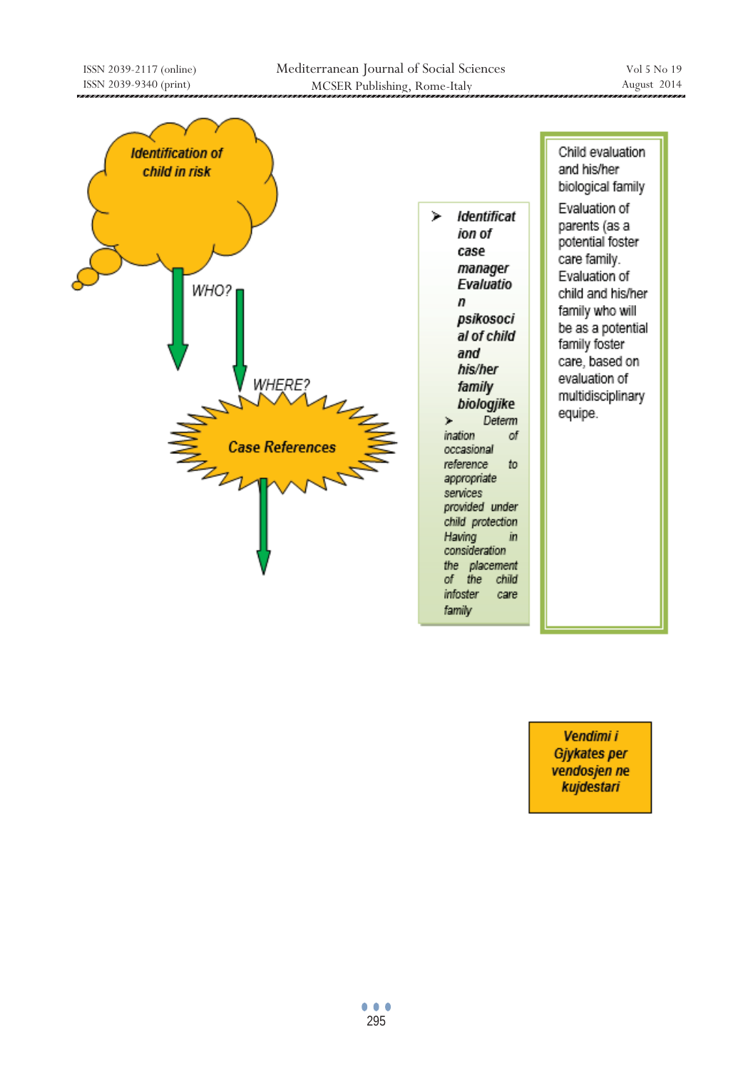Identification of child in risk

WHO?

WHERE?

Case References

- ***Identification of case manager Evaluation psikosocial of child and his/her family biologjike***
- *Determination of occasional reference to appropriate services provided under child protection Having in consideration the placement of the child infoster care family*

Child evaluation and his/her biological family

Evaluation of parents (as a potential foster care family.

Evaluation of child and his/her family who will be as a potential family foster care, based on evaluation of multidisciplinary equipe.

***Vendimi i Gjykates per vendosjen ne kujdestari***